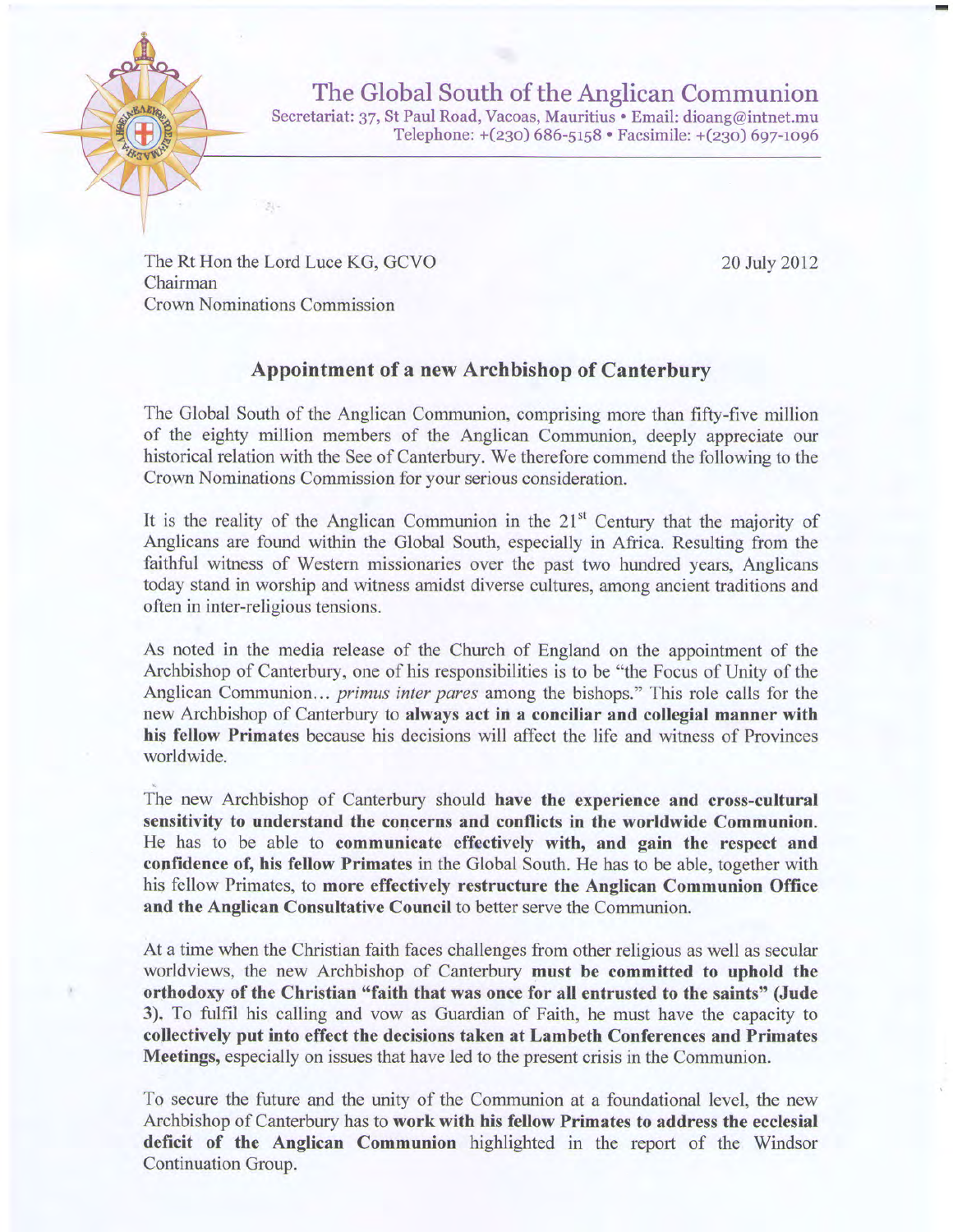# The Global South of the Anglican Communion

Secretariat: 37, St Paul Road, Vacoas, Mauritius • Email: dioang@intnet.mu
Telephone: +(230) 686-5158 • Facsimile: +(230) 697-1096

The Rt Hon the Lord Luce KG, GCVO
Chairman
Crown Nominations Commission

20 July 2012

## Appointment of a new Archbishop of Canterbury

The Global South of the Anglican Communion, comprising more than fifty-five million of the eighty million members of the Anglican Communion, deeply appreciate our historical relation with the See of Canterbury. We therefore commend the following to the Crown Nominations Commission for your serious consideration.

It is the reality of the Anglican Communion in the 21st Century that the majority of Anglicans are found within the Global South, especially in Africa. Resulting from the faithful witness of Western missionaries over the past two hundred years, Anglicans today stand in worship and witness amidst diverse cultures, among ancient traditions and often in inter-religious tensions.

As noted in the media release of the Church of England on the appointment of the Archbishop of Canterbury, one of his responsibilities is to be "the Focus of Unity of the Anglican Communion… *primus inter pares* among the bishops." This role calls for the new Archbishop of Canterbury to **always act in a conciliar and collegial manner with his fellow Primates** because his decisions will affect the life and witness of Provinces worldwide.

The new Archbishop of Canterbury should **have the experience and cross-cultural sensitivity to understand the concerns and conflicts in the worldwide Communion.** He has to be able to **communicate effectively with, and gain the respect and confidence of, his fellow Primates** in the Global South. He has to be able, together with his fellow Primates, to **more effectively restructure the Anglican Communion Office and the Anglican Consultative Council** to better serve the Communion.

At a time when the Christian faith faces challenges from other religious as well as secular worldviews, the new Archbishop of Canterbury **must be committed to uphold the orthodoxy of the Christian "faith that was once for all entrusted to the saints" (Jude 3).** To fulfil his calling and vow as Guardian of Faith, he must have the capacity to **collectively put into effect the decisions taken at Lambeth Conferences and Primates Meetings,** especially on issues that have led to the present crisis in the Communion.

To secure the future and the unity of the Communion at a foundational level, the new Archbishop of Canterbury has to **work with his fellow Primates to address the ecclesial deficit of the Anglican Communion** highlighted in the report of the Windsor Continuation Group.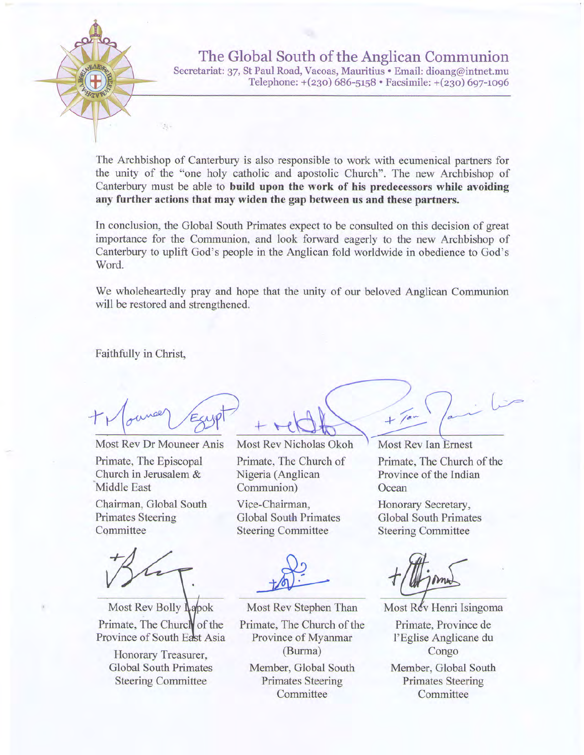The Archbishop of Canterbury is also responsible to work with ecumenical partners for the unity of the "one holy catholic and apostolic Church". The new Archbishop of Canterbury must be able to **build upon the work of his predecessors while avoiding any further actions that may widen the gap between us and these partners.**

In conclusion, the Global South Primates expect to be consulted on this decision of great importance for the Communion, and look forward eagerly to the new Archbishop of Canterbury to uplift God's people in the Anglican fold worldwide in obedience to God's Word.

We wholeheartedly pray and hope that the unity of our beloved Anglican Communion will be restored and strengthened.

Faithfully in Christ,

Most Rev Dr Mouneer Anis
Primate, The Episcopal Church in Jerusalem & Middle East
Chairman, Global South Primates Steering Committee

Most Rev Nicholas Okoh
Primate, The Church of Nigeria (Anglican Communion)
Vice-Chairman, Global South Primates Steering Committee

Most Rev Ian Ernest
Primate, The Church of the Province of the Indian Ocean
Honorary Secretary, Global South Primates Steering Committee

Most Rev Bolly Lapok
Primate, The Church of the Province of South East Asia
Honorary Treasurer, Global South Primates Steering Committee

Most Rev Stephen Than
Primate, The Church of the Province of Myanmar (Burma)
Member, Global South Primates Steering Committee

Most Rev Henri Isingoma
Primate, Province de l'Eglise Anglicane du Congo
Member, Global South Primates Steering Committee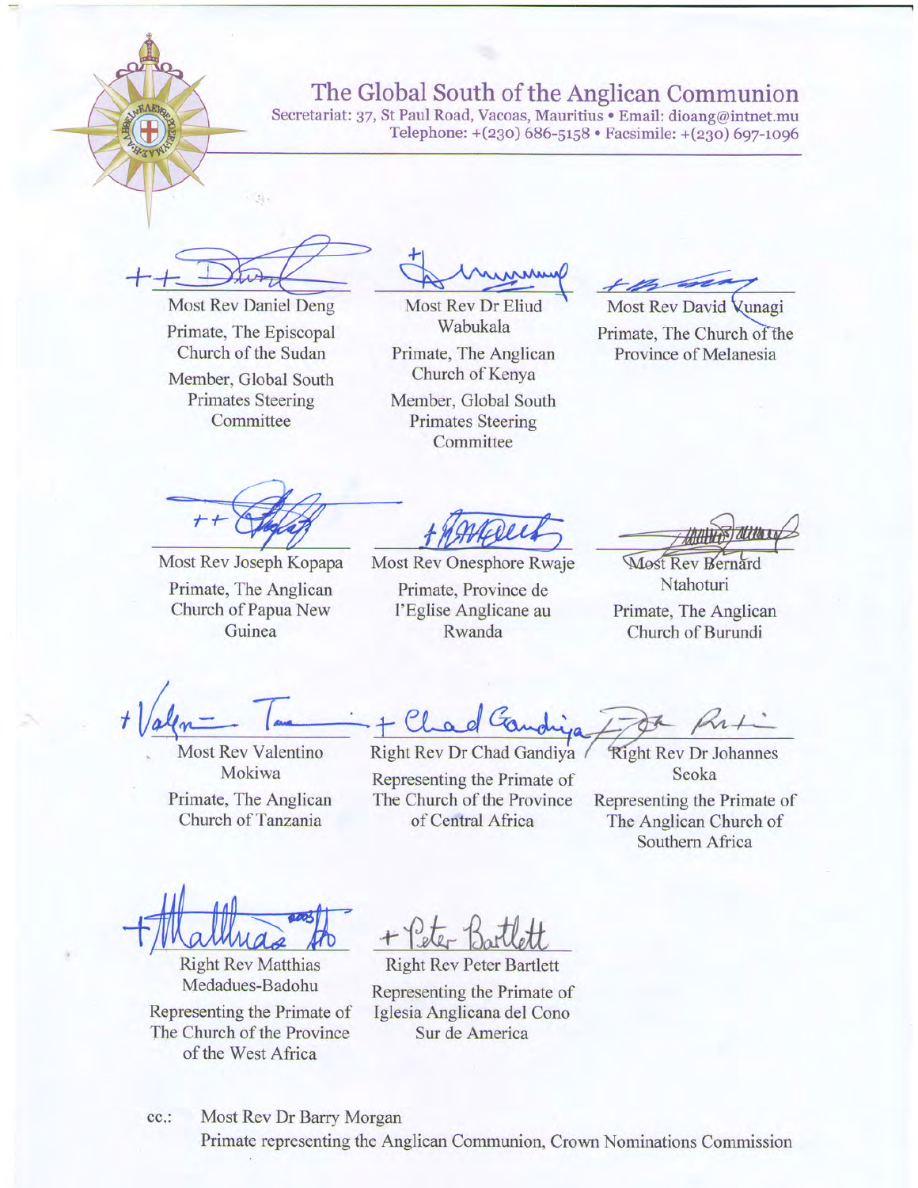# The Global South of the Anglican Communion

Secretariat: 37, St Paul Road, Vacoas, Mauritius • Email: dioang@intnet.mu
Telephone: +(230) 686-5158 • Facsimile: +(230) 697-1096

Most Rev Daniel Deng
Primate, The Episcopal Church of the Sudan
Member, Global South Primates Steering Committee

Most Rev Dr Eliud Wabukala
Primate, The Anglican Church of Kenya
Member, Global South Primates Steering Committee

Most Rev David Vunagi
Primate, The Church of the Province of Melanesia

Most Rev Joseph Kopapa
Primate, The Anglican Church of Papua New Guinea

Most Rev Onesphore Rwaje
Primate, Province de l'Eglise Anglicane au Rwanda

Most Rev Bernard Ntahoturi
Primate, The Anglican Church of Burundi

Most Rev Valentino Mokiwa
Primate, The Anglican Church of Tanzania

Right Rev Dr Chad Gandiya
Representing the Primate of The Church of the Province of Central Africa

Right Rev Dr Johannes Seoka
Representing the Primate of The Anglican Church of Southern Africa

Right Rev Matthias Medadues-Badohu
Representing the Primate of The Church of the Province of the West Africa

Right Rev Peter Bartlett
Representing the Primate of Iglesia Anglicana del Cono Sur de America

cc.: Most Rev Dr Barry Morgan
Primate representing the Anglican Communion, Crown Nominations Commission